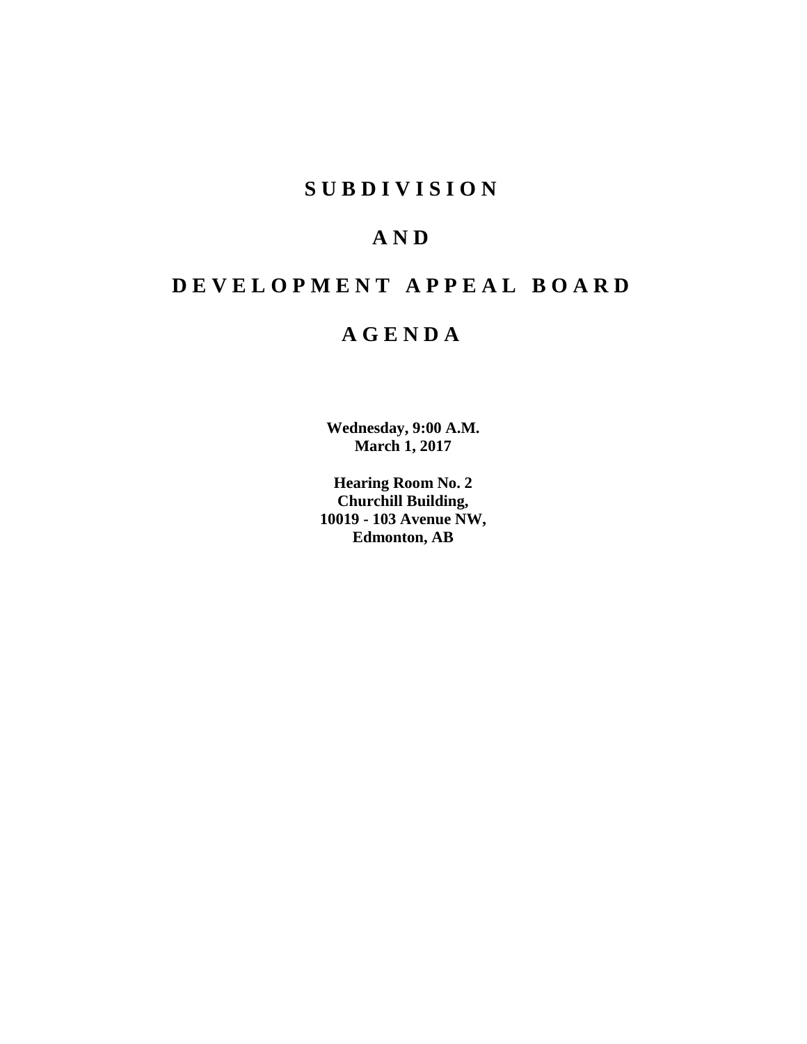# S U B D I V I S I O N

# A N D

# D E V E L O P M E N T   A P P E A L   B O A R D

# A G E N D A

**Wednesday, 9:00 A.M.**
**March 1, 2017**

**Hearing Room No. 2**
**Churchill Building,**
**10019 - 103 Avenue NW,**
**Edmonton, AB**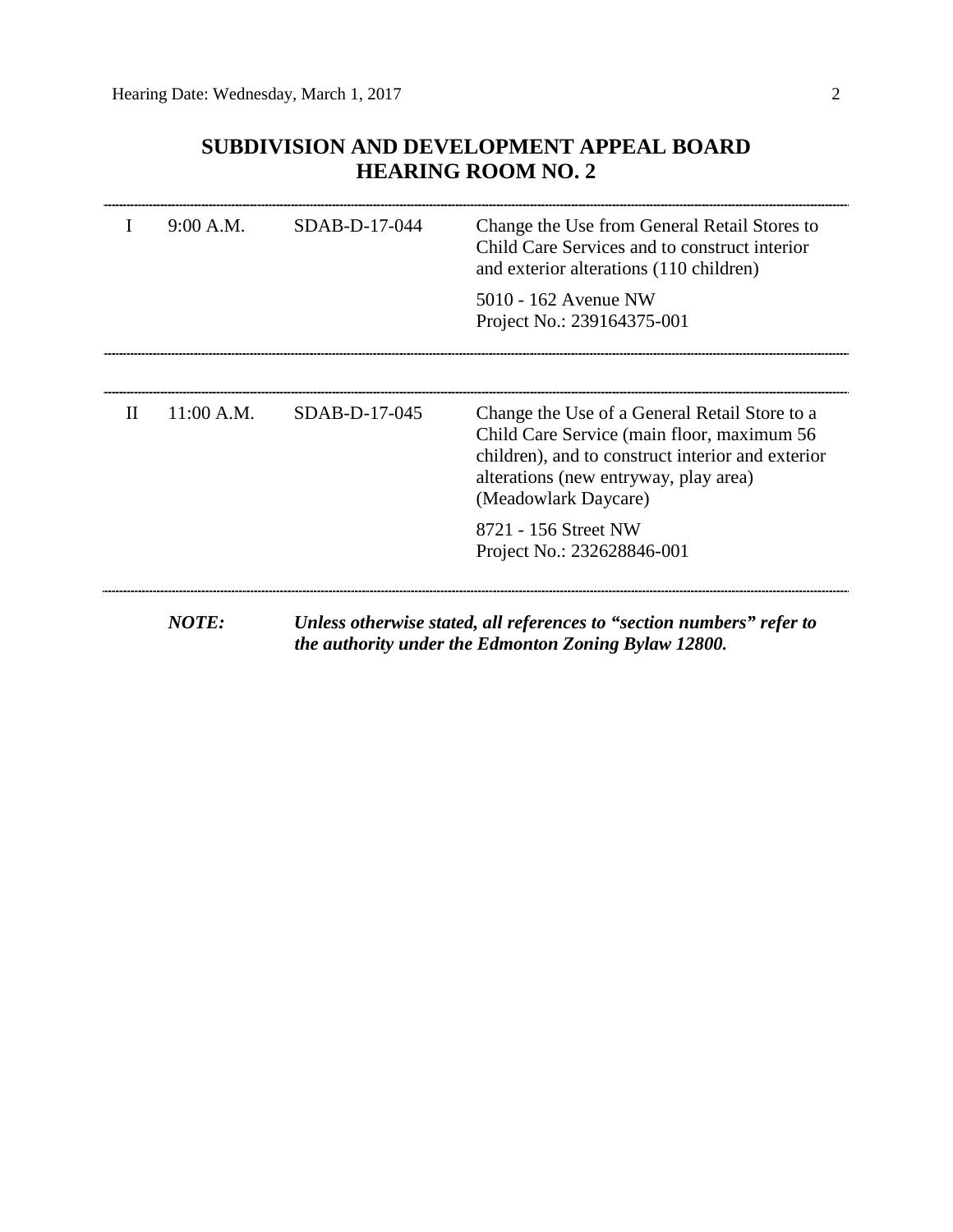# SUBDIVISION AND DEVELOPMENT APPEAL BOARD
## HEARING ROOM NO. 2

| | | | |
|---|---|---|---|
| I | 9:00 A.M. | SDAB-D-17-044 | Change the Use from General Retail Stores to Child Care Services and to construct interior and exterior alterations (110 children)<br><br>5010 - 162 Avenue NW<br>Project No.: 239164375-001 |
| II | 11:00 A.M. | SDAB-D-17-045 | Change the Use of a General Retail Store to a Child Care Service (main floor, maximum 56 children), and to construct interior and exterior alterations (new entryway, play area) (Meadowlark Daycare)<br><br>8721 - 156 Street NW<br>Project No.: 232628846-001 |

***NOTE:*** ***Unless otherwise stated, all references to "section numbers" refer to the authority under the Edmonton Zoning Bylaw 12800.***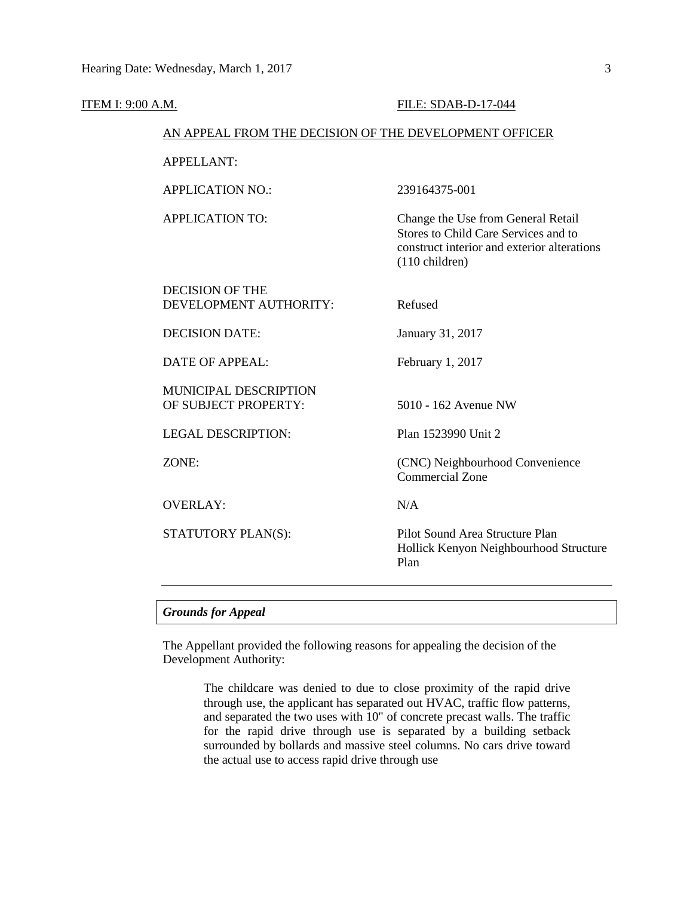ITEM I: 9:00 A.M. FILE: SDAB-D-17-044

AN APPEAL FROM THE DECISION OF THE DEVELOPMENT OFFICER

| | |
|---|---|
| APPELLANT: | |
| APPLICATION NO.: | 239164375-001 |
| APPLICATION TO: | Change the Use from General Retail Stores to Child Care Services and to construct interior and exterior alterations (110 children) |
| DECISION OF THE DEVELOPMENT AUTHORITY: | Refused |
| DECISION DATE: | January 31, 2017 |
| DATE OF APPEAL: | February 1, 2017 |
| MUNICIPAL DESCRIPTION OF SUBJECT PROPERTY: | 5010 - 162 Avenue NW |
| LEGAL DESCRIPTION: | Plan 1523990 Unit 2 |
| ZONE: | (CNC) Neighbourhood Convenience Commercial Zone |
| OVERLAY: | N/A |
| STATUTORY PLAN(S): | Pilot Sound Area Structure Plan<br>Hollick Kenyon Neighbourhood Structure Plan |

---

***Grounds for Appeal***

The Appellant provided the following reasons for appealing the decision of the Development Authority:

> The childcare was denied to due to close proximity of the rapid drive through use, the applicant has separated out HVAC, traffic flow patterns, and separated the two uses with 10" of concrete precast walls. The traffic for the rapid drive through use is separated by a building setback surrounded by bollards and massive steel columns. No cars drive toward the actual use to access rapid drive through use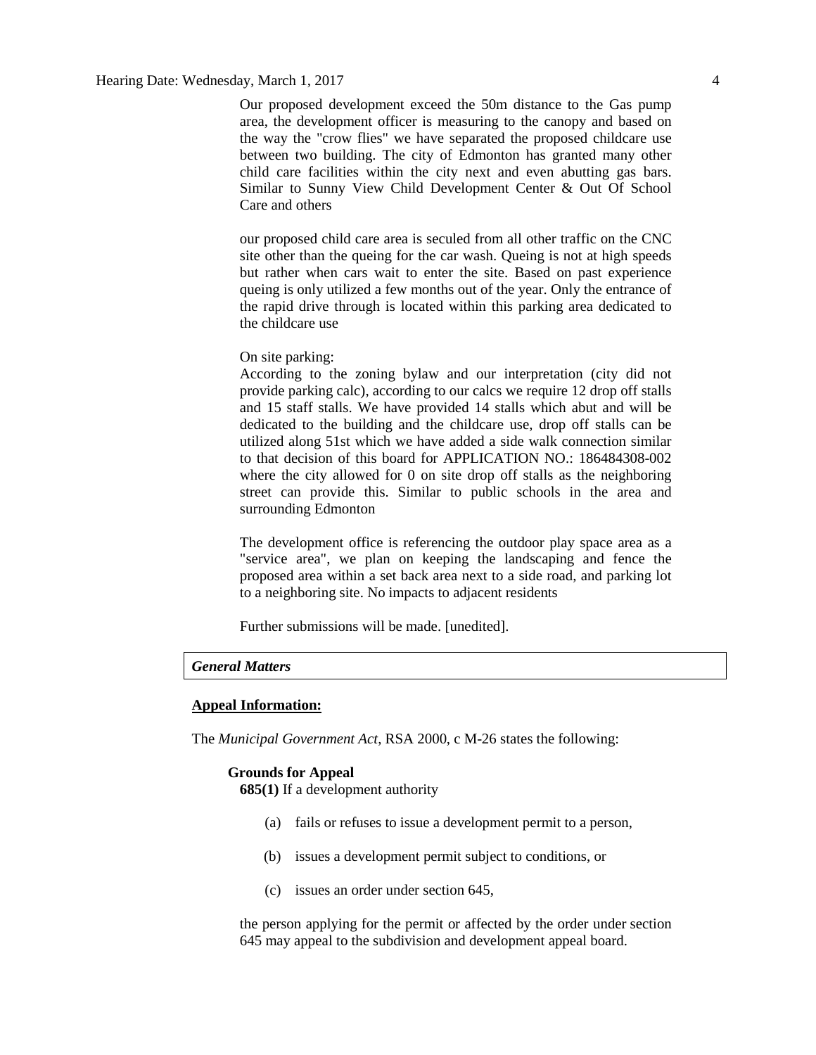Our proposed development exceed the 50m distance to the Gas pump area, the development officer is measuring to the canopy and based on the way the "crow flies" we have separated the proposed childcare use between two building. The city of Edmonton has granted many other child care facilities within the city next and even abutting gas bars. Similar to Sunny View Child Development Center & Out Of School Care and others

our proposed child care area is seculed from all other traffic on the CNC site other than the queing for the car wash. Queing is not at high speeds but rather when cars wait to enter the site. Based on past experience queing is only utilized a few months out of the year. Only the entrance of the rapid drive through is located within this parking area dedicated to the childcare use

On site parking:
According to the zoning bylaw and our interpretation (city did not provide parking calc), according to our calcs we require 12 drop off stalls and 15 staff stalls. We have provided 14 stalls which abut and will be dedicated to the building and the childcare use, drop off stalls can be utilized along 51st which we have added a side walk connection similar to that decision of this board for APPLICATION NO.: 186484308-002 where the city allowed for 0 on site drop off stalls as the neighboring street can provide this. Similar to public schools in the area and surrounding Edmonton

The development office is referencing the outdoor play space area as a "service area", we plan on keeping the landscaping and fence the proposed area within a set back area next to a side road, and parking lot to a neighboring site. No impacts to adjacent residents

Further submissions will be made. [unedited].

### *General Matters*

**Appeal Information:**

The *Municipal Government Act*, RSA 2000, c M-26 states the following:

**Grounds for Appeal**

**685(1)** If a development authority

(a) fails or refuses to issue a development permit to a person,

(b) issues a development permit subject to conditions, or

(c) issues an order under section 645,

the person applying for the permit or affected by the order under section 645 may appeal to the subdivision and development appeal board.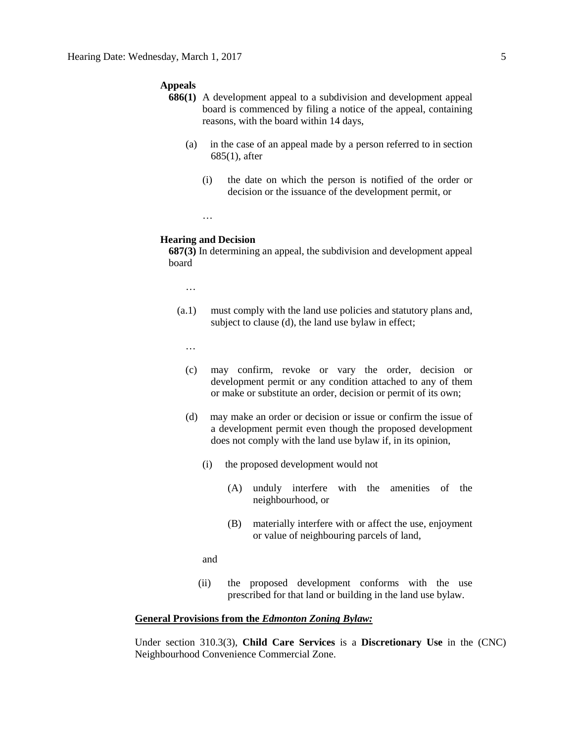**Appeals**

**686(1)** A development appeal to a subdivision and development appeal board is commenced by filing a notice of the appeal, containing reasons, with the board within 14 days,

(a) in the case of an appeal made by a person referred to in section 685(1), after

(i) the date on which the person is notified of the order or decision or the issuance of the development permit, or

…

**Hearing and Decision**

**687(3)** In determining an appeal, the subdivision and development appeal board

…

(a.1) must comply with the land use policies and statutory plans and, subject to clause (d), the land use bylaw in effect;

…

(c) may confirm, revoke or vary the order, decision or development permit or any condition attached to any of them or make or substitute an order, decision or permit of its own;

(d) may make an order or decision or issue or confirm the issue of a development permit even though the proposed development does not comply with the land use bylaw if, in its opinion,

(i) the proposed development would not

(A) unduly interfere with the amenities of the neighbourhood, or

(B) materially interfere with or affect the use, enjoyment or value of neighbouring parcels of land,

and

(ii) the proposed development conforms with the use prescribed for that land or building in the land use bylaw.

**General Provisions from the *Edmonton Zoning Bylaw:***

Under section 310.3(3), **Child Care Services** is a **Discretionary Use** in the (CNC) Neighbourhood Convenience Commercial Zone.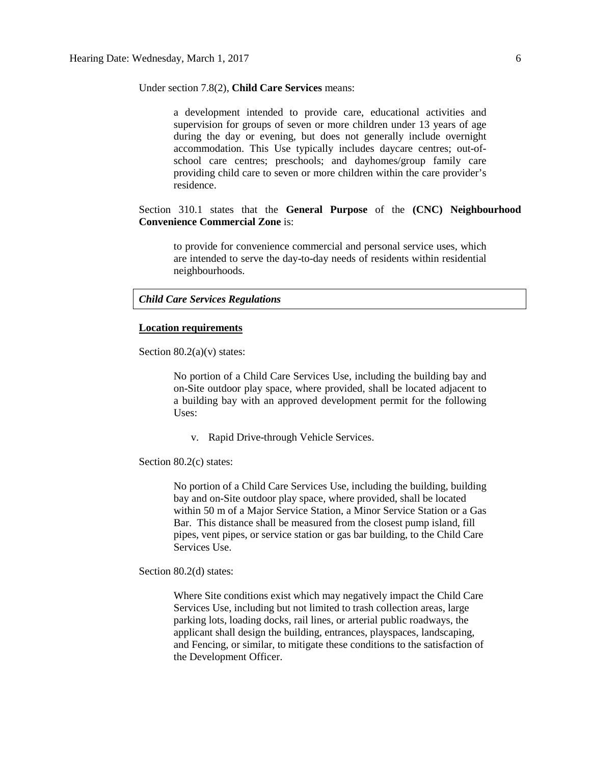Under section 7.8(2), **Child Care Services** means:

> a development intended to provide care, educational activities and supervision for groups of seven or more children under 13 years of age during the day or evening, but does not generally include overnight accommodation. This Use typically includes daycare centres; out-of-school care centres; preschools; and dayhomes/group family care providing child care to seven or more children within the care provider's residence.

Section 310.1 states that the **General Purpose** of the **(CNC) Neighbourhood Convenience Commercial Zone** is:

> to provide for convenience commercial and personal service uses, which are intended to serve the day-to-day needs of residents within residential neighbourhoods.

***Child Care Services Regulations***

**Location requirements**

Section 80.2(a)(v) states:

> No portion of a Child Care Services Use, including the building bay and on-Site outdoor play space, where provided, shall be located adjacent to a building bay with an approved development permit for the following Uses:
>
> v. Rapid Drive-through Vehicle Services.

Section 80.2(c) states:

> No portion of a Child Care Services Use, including the building, building bay and on-Site outdoor play space, where provided, shall be located within 50 m of a Major Service Station, a Minor Service Station or a Gas Bar. This distance shall be measured from the closest pump island, fill pipes, vent pipes, or service station or gas bar building, to the Child Care Services Use.

Section 80.2(d) states:

> Where Site conditions exist which may negatively impact the Child Care Services Use, including but not limited to trash collection areas, large parking lots, loading docks, rail lines, or arterial public roadways, the applicant shall design the building, entrances, playspaces, landscaping, and Fencing, or similar, to mitigate these conditions to the satisfaction of the Development Officer.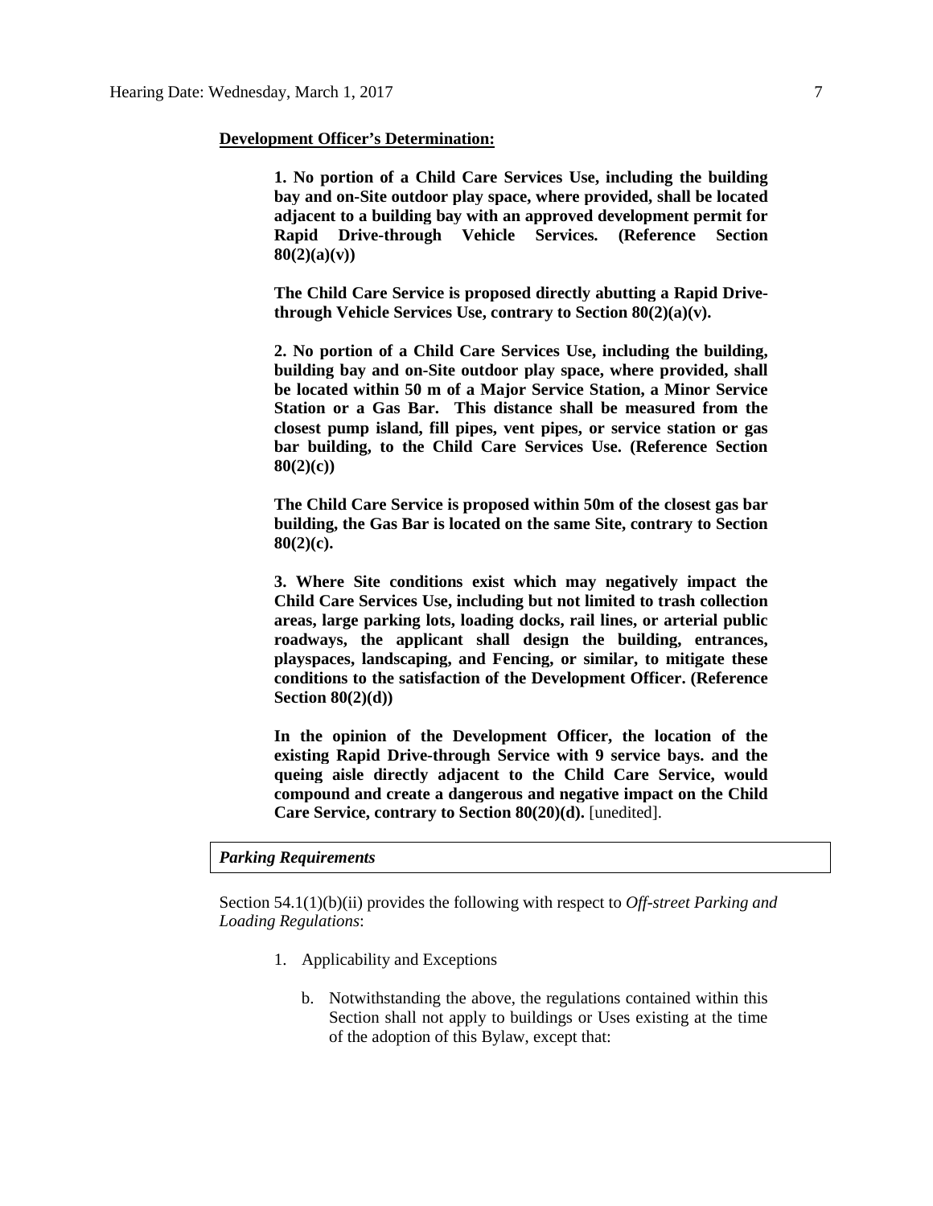**Development Officer's Determination:**

> **1. No portion of a Child Care Services Use, including the building bay and on-Site outdoor play space, where provided, shall be located adjacent to a building bay with an approved development permit for Rapid Drive-through Vehicle Services. (Reference Section 80(2)(a)(v))**
>
> **The Child Care Service is proposed directly abutting a Rapid Drive-through Vehicle Services Use, contrary to Section 80(2)(a)(v).**
>
> **2. No portion of a Child Care Services Use, including the building, building bay and on-Site outdoor play space, where provided, shall be located within 50 m of a Major Service Station, a Minor Service Station or a Gas Bar. This distance shall be measured from the closest pump island, fill pipes, vent pipes, or service station or gas bar building, to the Child Care Services Use. (Reference Section 80(2)(c))**
>
> **The Child Care Service is proposed within 50m of the closest gas bar building, the Gas Bar is located on the same Site, contrary to Section 80(2)(c).**
>
> **3. Where Site conditions exist which may negatively impact the Child Care Services Use, including but not limited to trash collection areas, large parking lots, loading docks, rail lines, or arterial public roadways, the applicant shall design the building, entrances, playspaces, landscaping, and Fencing, or similar, to mitigate these conditions to the satisfaction of the Development Officer. (Reference Section 80(2)(d))**
>
> **In the opinion of the Development Officer, the location of the existing Rapid Drive-through Service with 9 service bays. and the queing aisle directly adjacent to the Child Care Service, would compound and create a dangerous and negative impact on the Child Care Service, contrary to Section 80(20)(d).** [unedited].

***Parking Requirements***

Section 54.1(1)(b)(ii) provides the following with respect to *Off-street Parking and Loading Regulations*:

1. Applicability and Exceptions

    b. Notwithstanding the above, the regulations contained within this Section shall not apply to buildings or Uses existing at the time of the adoption of this Bylaw, except that: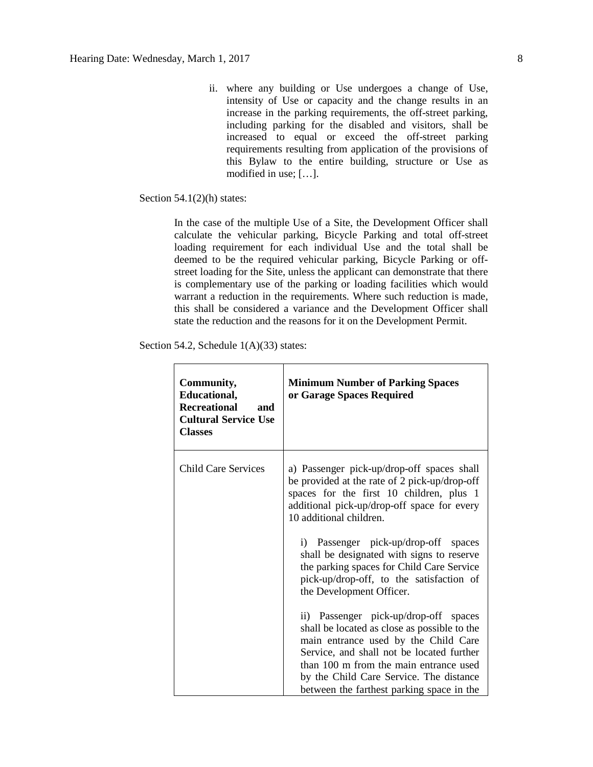ii. where any building or Use undergoes a change of Use, intensity of Use or capacity and the change results in an increase in the parking requirements, the off-street parking, including parking for the disabled and visitors, shall be increased to equal or exceed the off-street parking requirements resulting from application of the provisions of this Bylaw to the entire building, structure or Use as modified in use; […].

Section 54.1(2)(h) states:

> In the case of the multiple Use of a Site, the Development Officer shall calculate the vehicular parking, Bicycle Parking and total off-street loading requirement for each individual Use and the total shall be deemed to be the required vehicular parking, Bicycle Parking or off-street loading for the Site, unless the applicant can demonstrate that there is complementary use of the parking or loading facilities which would warrant a reduction in the requirements. Where such reduction is made, this shall be considered a variance and the Development Officer shall state the reduction and the reasons for it on the Development Permit.

Section 54.2, Schedule 1(A)(33) states:

| **Community, Educational, Recreational and Cultural Service Use Classes** | **Minimum Number of Parking Spaces or Garage Spaces Required** |
|---|---|
| Child Care Services | a) Passenger pick-up/drop-off spaces shall be provided at the rate of 2 pick-up/drop-off spaces for the first 10 children, plus 1 additional pick-up/drop-off space for every 10 additional children.<br><br>i) Passenger pick-up/drop-off spaces shall be designated with signs to reserve the parking spaces for Child Care Service pick-up/drop-off, to the satisfaction of the Development Officer.<br><br>ii) Passenger pick-up/drop-off spaces shall be located as close as possible to the main entrance used by the Child Care Service, and shall not be located further than 100 m from the main entrance used by the Child Care Service. The distance between the farthest parking space in the |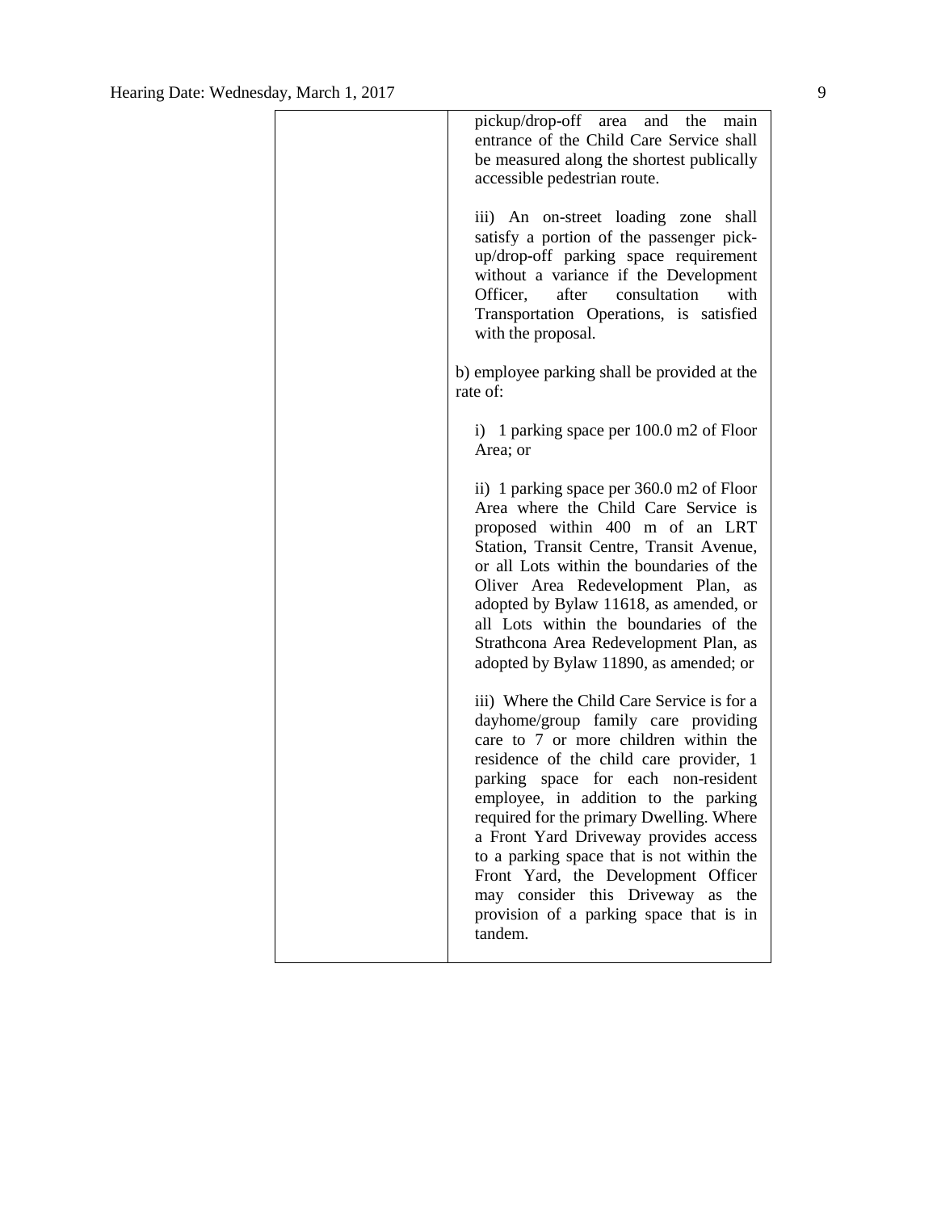| | |
|---|---|
| | pickup/drop-off area and the main entrance of the Child Care Service shall be measured along the shortest publically accessible pedestrian route.<br><br>iii) An on-street loading zone shall satisfy a portion of the passenger pick-up/drop-off parking space requirement without a variance if the Development Officer, after consultation with Transportation Operations, is satisfied with the proposal.<br><br>b) employee parking shall be provided at the rate of:<br><br>i) 1 parking space per 100.0 m2 of Floor Area; or<br><br>ii) 1 parking space per 360.0 m2 of Floor Area where the Child Care Service is proposed within 400 m of an LRT Station, Transit Centre, Transit Avenue, or all Lots within the boundaries of the Oliver Area Redevelopment Plan, as adopted by Bylaw 11618, as amended, or all Lots within the boundaries of the Strathcona Area Redevelopment Plan, as adopted by Bylaw 11890, as amended; or<br><br>iii) Where the Child Care Service is for a dayhome/group family care providing care to 7 or more children within the residence of the child care provider, 1 parking space for each non-resident employee, in addition to the parking required for the primary Dwelling. Where a Front Yard Driveway provides access to a parking space that is not within the Front Yard, the Development Officer may consider this Driveway as the provision of a parking space that is in tandem. |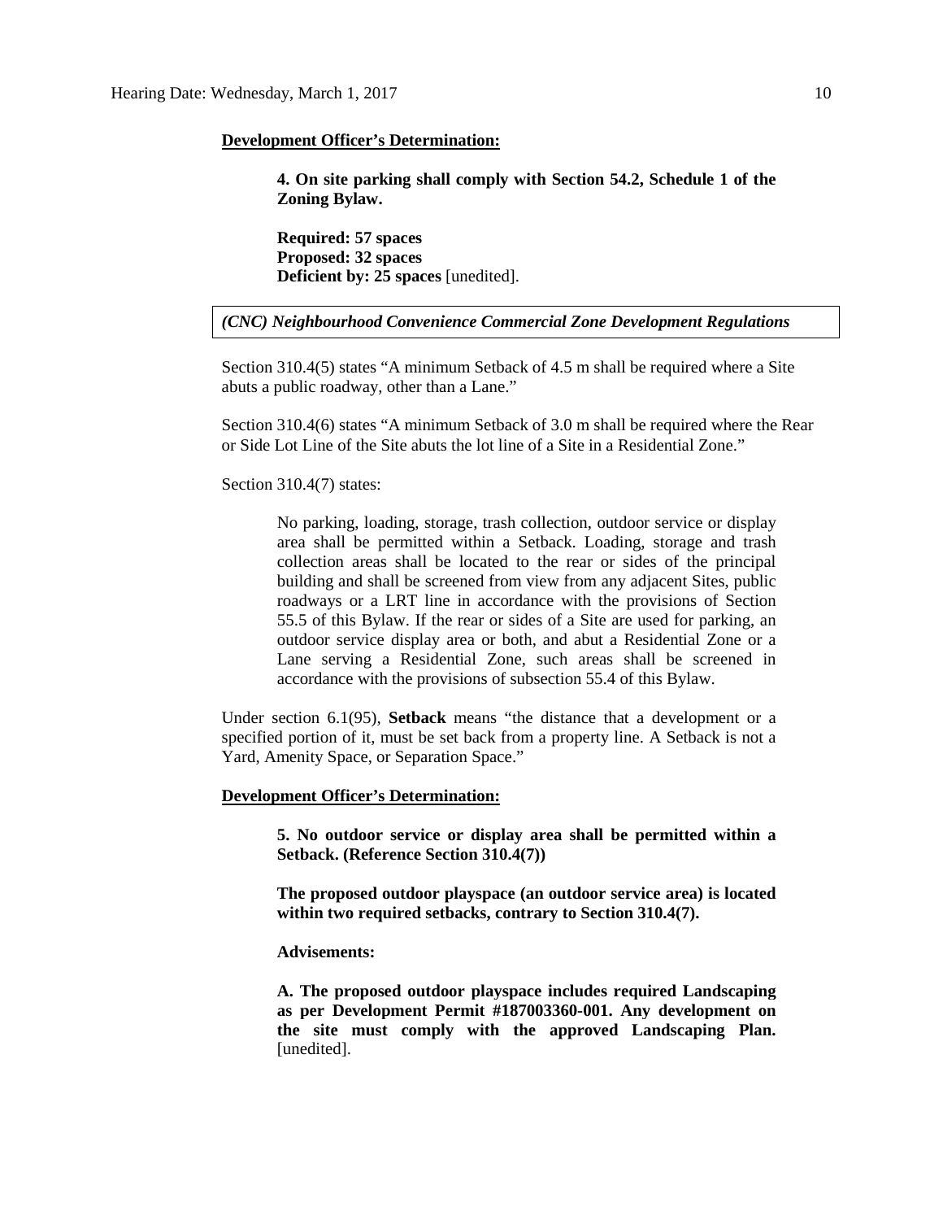**Development Officer's Determination:**

> **4. On site parking shall comply with Section 54.2, Schedule 1 of the Zoning Bylaw.**
>
> **Required: 57 spaces**
> **Proposed: 32 spaces**
> **Deficient by: 25 spaces** [unedited].

***(CNC) Neighbourhood Convenience Commercial Zone Development Regulations***

Section 310.4(5) states "A minimum Setback of 4.5 m shall be required where a Site abuts a public roadway, other than a Lane."

Section 310.4(6) states "A minimum Setback of 3.0 m shall be required where the Rear or Side Lot Line of the Site abuts the lot line of a Site in a Residential Zone."

Section 310.4(7) states:

> No parking, loading, storage, trash collection, outdoor service or display area shall be permitted within a Setback. Loading, storage and trash collection areas shall be located to the rear or sides of the principal building and shall be screened from view from any adjacent Sites, public roadways or a LRT line in accordance with the provisions of Section 55.5 of this Bylaw. If the rear or sides of a Site are used for parking, an outdoor service display area or both, and abut a Residential Zone or a Lane serving a Residential Zone, such areas shall be screened in accordance with the provisions of subsection 55.4 of this Bylaw.

Under section 6.1(95), **Setback** means "the distance that a development or a specified portion of it, must be set back from a property line. A Setback is not a Yard, Amenity Space, or Separation Space."

**Development Officer's Determination:**

> **5. No outdoor service or display area shall be permitted within a Setback. (Reference Section 310.4(7))**
>
> **The proposed outdoor playspace (an outdoor service area) is located within two required setbacks, contrary to Section 310.4(7).**
>
> **Advisements:**
>
> **A. The proposed outdoor playspace includes required Landscaping as per Development Permit #187003360-001. Any development on the site must comply with the approved Landscaping Plan.** [unedited].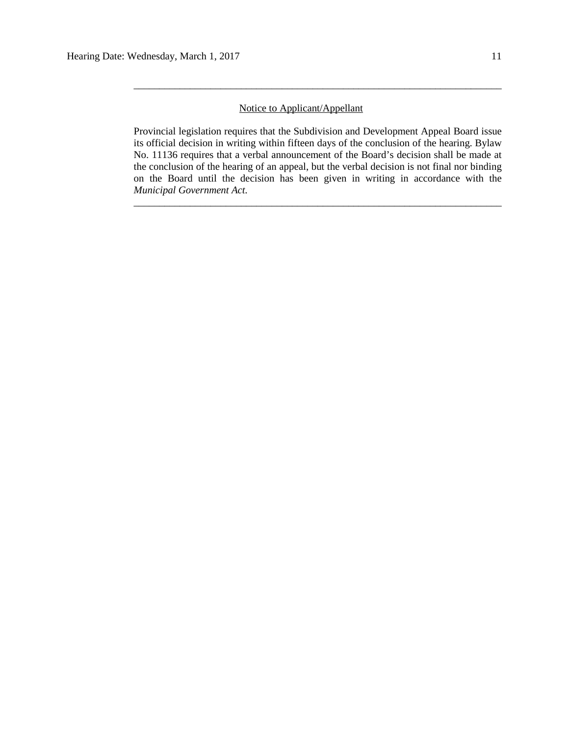---

Notice to Applicant/Appellant

Provincial legislation requires that the Subdivision and Development Appeal Board issue its official decision in writing within fifteen days of the conclusion of the hearing. Bylaw No. 11136 requires that a verbal announcement of the Board's decision shall be made at the conclusion of the hearing of an appeal, but the verbal decision is not final nor binding on the Board until the decision has been given in writing in accordance with the *Municipal Government Act.*

---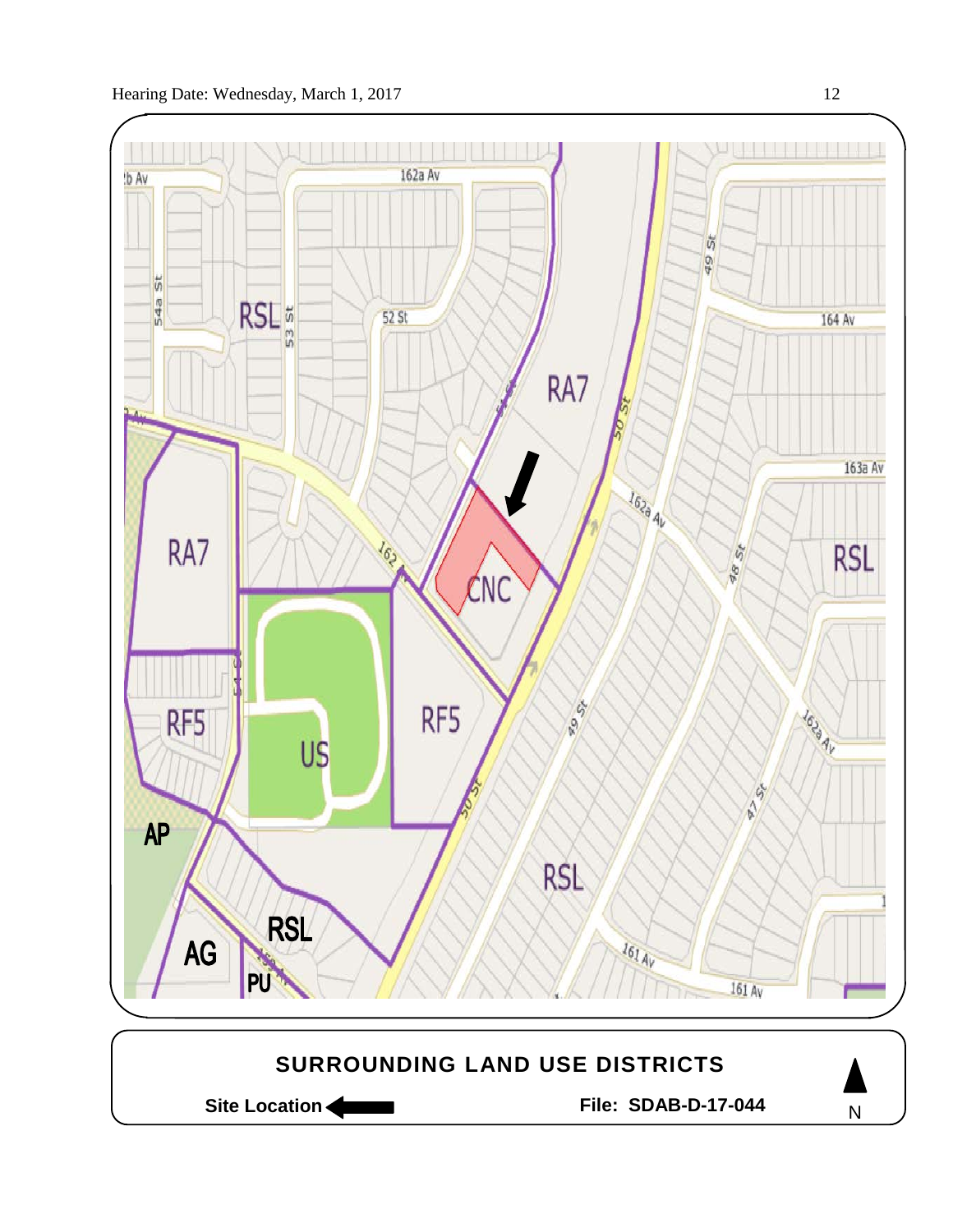## SURROUNDING LAND USE DISTRICTS

**Site Location** ⟵ **File: SDAB-D-17-044** N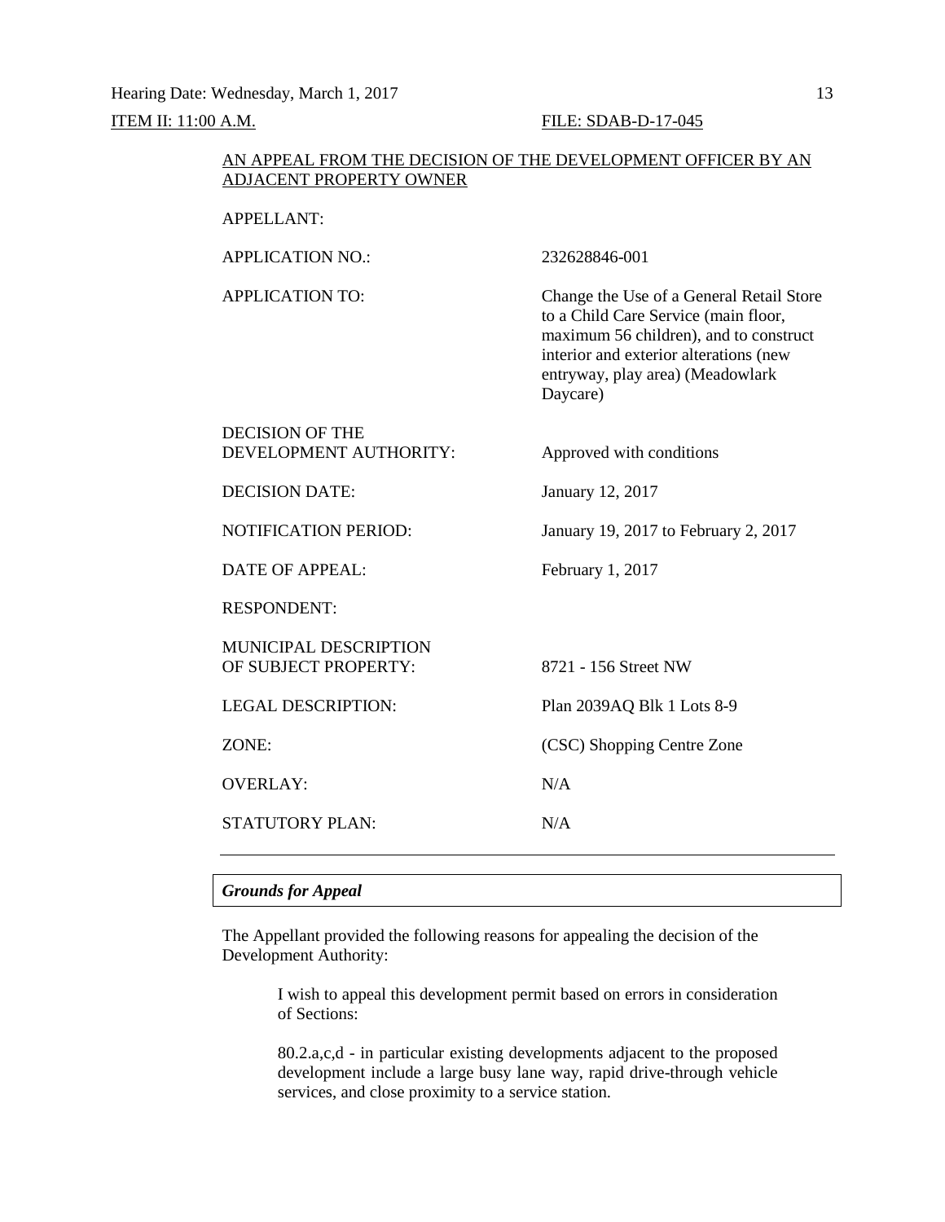Hearing Date: Wednesday, March 1, 2017

ITEM II: 11:00 A.M. FILE: SDAB-D-17-045

AN APPEAL FROM THE DECISION OF THE DEVELOPMENT OFFICER BY AN ADJACENT PROPERTY OWNER

| | |
|---|---|
| APPELLANT: | |
| APPLICATION NO.: | 232628846-001 |
| APPLICATION TO: | Change the Use of a General Retail Store to a Child Care Service (main floor, maximum 56 children), and to construct interior and exterior alterations (new entryway, play area) (Meadowlark Daycare) |
| DECISION OF THE DEVELOPMENT AUTHORITY: | Approved with conditions |
| DECISION DATE: | January 12, 2017 |
| NOTIFICATION PERIOD: | January 19, 2017 to February 2, 2017 |
| DATE OF APPEAL: | February 1, 2017 |
| RESPONDENT: | |
| MUNICIPAL DESCRIPTION OF SUBJECT PROPERTY: | 8721 - 156 Street NW |
| LEGAL DESCRIPTION: | Plan 2039AQ Blk 1 Lots 8-9 |
| ZONE: | (CSC) Shopping Centre Zone |
| OVERLAY: | N/A |
| STATUTORY PLAN: | N/A |

***Grounds for Appeal***

The Appellant provided the following reasons for appealing the decision of the Development Authority:

> I wish to appeal this development permit based on errors in consideration of Sections:
>
> 80.2.a,c,d - in particular existing developments adjacent to the proposed development include a large busy lane way, rapid drive-through vehicle services, and close proximity to a service station.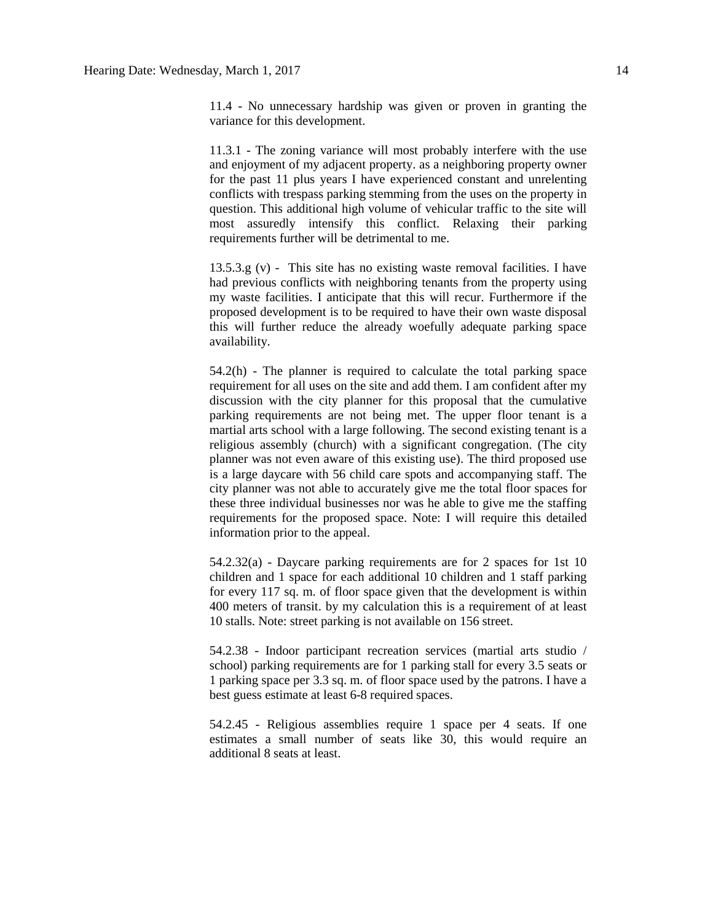11.4 - No unnecessary hardship was given or proven in granting the variance for this development.

11.3.1 - The zoning variance will most probably interfere with the use and enjoyment of my adjacent property. as a neighboring property owner for the past 11 plus years I have experienced constant and unrelenting conflicts with trespass parking stemming from the uses on the property in question. This additional high volume of vehicular traffic to the site will most assuredly intensify this conflict. Relaxing their parking requirements further will be detrimental to me.

13.5.3.g (v) - This site has no existing waste removal facilities. I have had previous conflicts with neighboring tenants from the property using my waste facilities. I anticipate that this will recur. Furthermore if the proposed development is to be required to have their own waste disposal this will further reduce the already woefully adequate parking space availability.

54.2(h) - The planner is required to calculate the total parking space requirement for all uses on the site and add them. I am confident after my discussion with the city planner for this proposal that the cumulative parking requirements are not being met. The upper floor tenant is a martial arts school with a large following. The second existing tenant is a religious assembly (church) with a significant congregation. (The city planner was not even aware of this existing use). The third proposed use is a large daycare with 56 child care spots and accompanying staff. The city planner was not able to accurately give me the total floor spaces for these three individual businesses nor was he able to give me the staffing requirements for the proposed space. Note: I will require this detailed information prior to the appeal.

54.2.32(a) - Daycare parking requirements are for 2 spaces for 1st 10 children and 1 space for each additional 10 children and 1 staff parking for every 117 sq. m. of floor space given that the development is within 400 meters of transit. by my calculation this is a requirement of at least 10 stalls. Note: street parking is not available on 156 street.

54.2.38 - Indoor participant recreation services (martial arts studio / school) parking requirements are for 1 parking stall for every 3.5 seats or 1 parking space per 3.3 sq. m. of floor space used by the patrons. I have a best guess estimate at least 6-8 required spaces.

54.2.45 - Religious assemblies require 1 space per 4 seats. If one estimates a small number of seats like 30, this would require an additional 8 seats at least.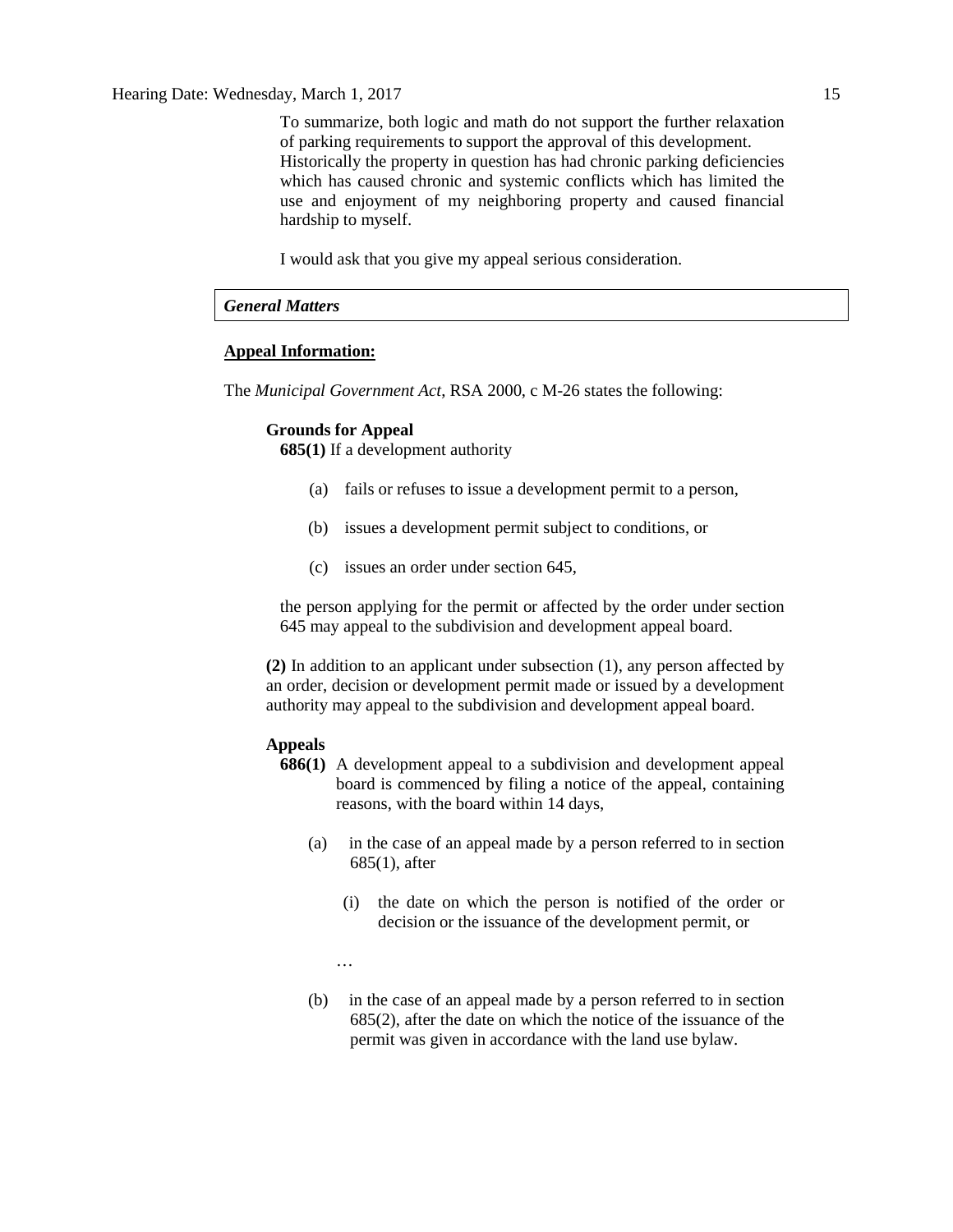To summarize, both logic and math do not support the further relaxation of parking requirements to support the approval of this development. Historically the property in question has had chronic parking deficiencies which has caused chronic and systemic conflicts which has limited the use and enjoyment of my neighboring property and caused financial hardship to myself.

I would ask that you give my appeal serious consideration.

***General Matters***

**Appeal Information:**

The *Municipal Government Act*, RSA 2000, c M-26 states the following:

**Grounds for Appeal**

**685(1)** If a development authority

(a) fails or refuses to issue a development permit to a person,

(b) issues a development permit subject to conditions, or

(c) issues an order under section 645,

the person applying for the permit or affected by the order under section 645 may appeal to the subdivision and development appeal board.

**(2)** In addition to an applicant under subsection (1), any person affected by an order, decision or development permit made or issued by a development authority may appeal to the subdivision and development appeal board.

**Appeals**

**686(1)** A development appeal to a subdivision and development appeal board is commenced by filing a notice of the appeal, containing reasons, with the board within 14 days,

(a) in the case of an appeal made by a person referred to in section 685(1), after

(i) the date on which the person is notified of the order or decision or the issuance of the development permit, or

…

(b) in the case of an appeal made by a person referred to in section 685(2), after the date on which the notice of the issuance of the permit was given in accordance with the land use bylaw.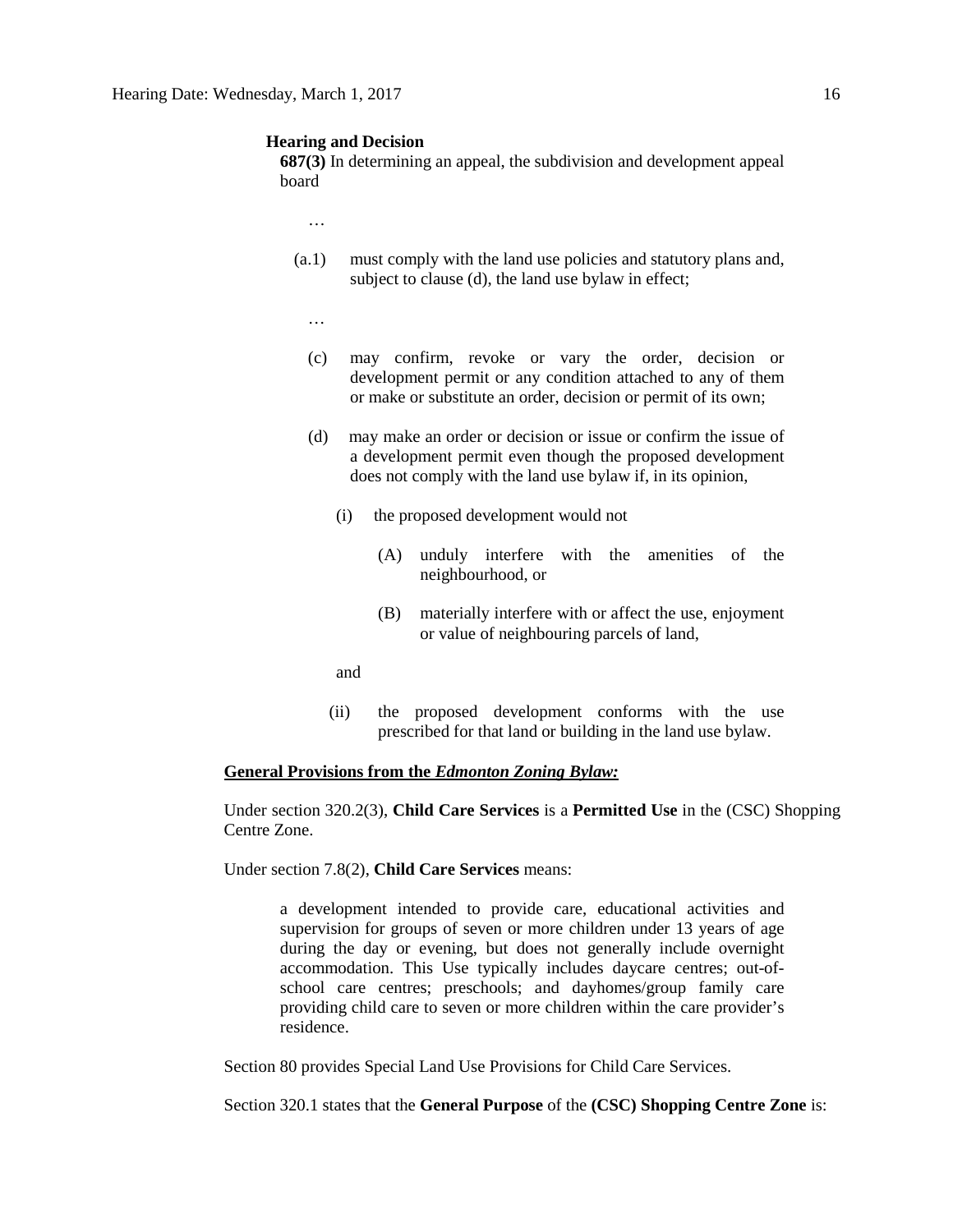**Hearing and Decision**

**687(3)** In determining an appeal, the subdivision and development appeal board

…

(a.1) must comply with the land use policies and statutory plans and, subject to clause (d), the land use bylaw in effect;

…

(c) may confirm, revoke or vary the order, decision or development permit or any condition attached to any of them or make or substitute an order, decision or permit of its own;

(d) may make an order or decision or issue or confirm the issue of a development permit even though the proposed development does not comply with the land use bylaw if, in its opinion,

(i) the proposed development would not

(A) unduly interfere with the amenities of the neighbourhood, or

(B) materially interfere with or affect the use, enjoyment or value of neighbouring parcels of land,

and

(ii) the proposed development conforms with the use prescribed for that land or building in the land use bylaw.

**General Provisions from the *Edmonton Zoning Bylaw:***

Under section 320.2(3), **Child Care Services** is a **Permitted Use** in the (CSC) Shopping Centre Zone.

Under section 7.8(2), **Child Care Services** means:

> a development intended to provide care, educational activities and supervision for groups of seven or more children under 13 years of age during the day or evening, but does not generally include overnight accommodation. This Use typically includes daycare centres; out-of-school care centres; preschools; and dayhomes/group family care providing child care to seven or more children within the care provider's residence.

Section 80 provides Special Land Use Provisions for Child Care Services.

Section 320.1 states that the **General Purpose** of the **(CSC) Shopping Centre Zone** is: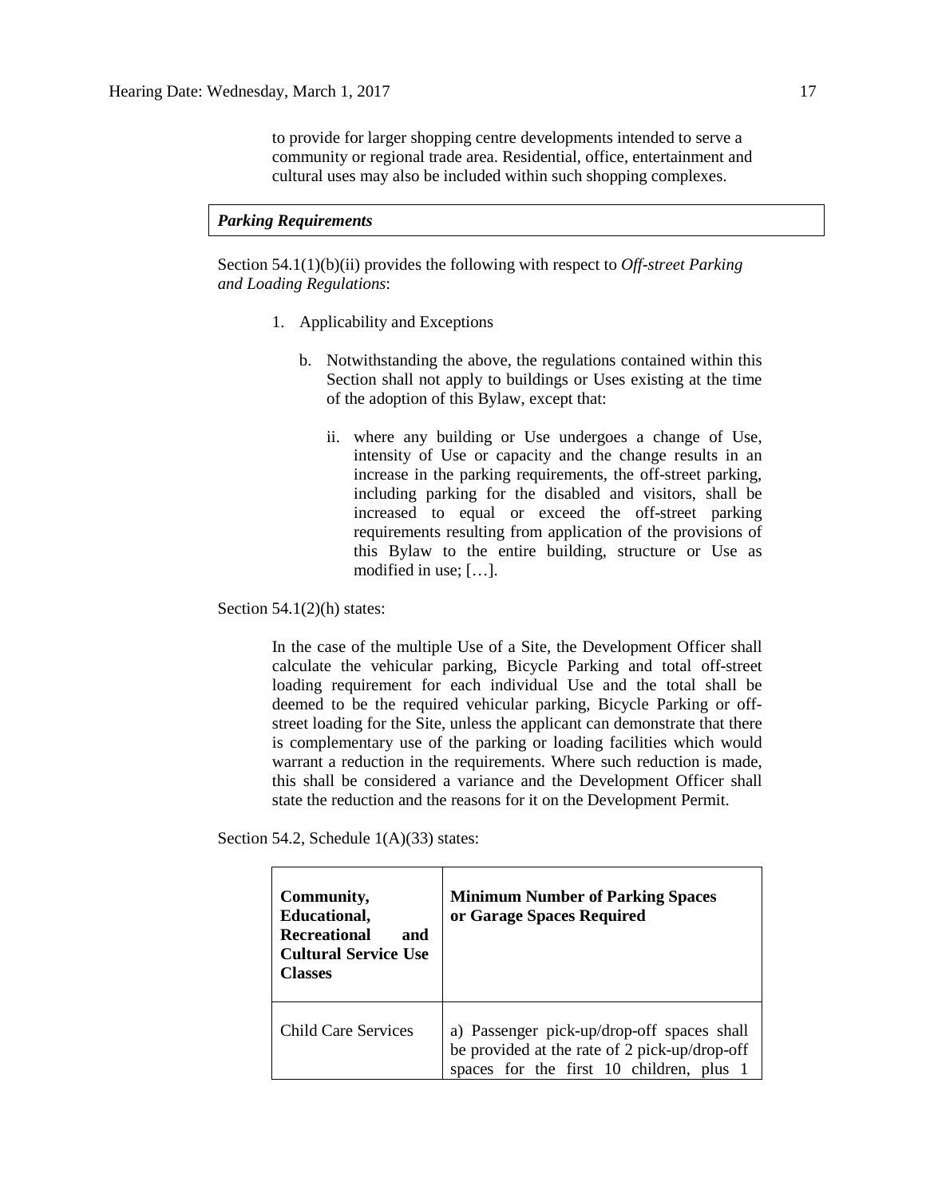to provide for larger shopping centre developments intended to serve a community or regional trade area. Residential, office, entertainment and cultural uses may also be included within such shopping complexes.

***Parking Requirements***

Section 54.1(1)(b)(ii) provides the following with respect to *Off-street Parking and Loading Regulations*:

1. Applicability and Exceptions

   b. Notwithstanding the above, the regulations contained within this Section shall not apply to buildings or Uses existing at the time of the adoption of this Bylaw, except that:

      ii. where any building or Use undergoes a change of Use, intensity of Use or capacity and the change results in an increase in the parking requirements, the off-street parking, including parking for the disabled and visitors, shall be increased to equal or exceed the off-street parking requirements resulting from application of the provisions of this Bylaw to the entire building, structure or Use as modified in use; […].

Section 54.1(2)(h) states:

> In the case of the multiple Use of a Site, the Development Officer shall calculate the vehicular parking, Bicycle Parking and total off-street loading requirement for each individual Use and the total shall be deemed to be the required vehicular parking, Bicycle Parking or off-street loading for the Site, unless the applicant can demonstrate that there is complementary use of the parking or loading facilities which would warrant a reduction in the requirements. Where such reduction is made, this shall be considered a variance and the Development Officer shall state the reduction and the reasons for it on the Development Permit.

Section 54.2, Schedule 1(A)(33) states:

| **Community, Educational, Recreational and Cultural Service Use Classes** | **Minimum Number of Parking Spaces or Garage Spaces Required** |
|---|---|
| Child Care Services | a) Passenger pick-up/drop-off spaces shall be provided at the rate of 2 pick-up/drop-off spaces for the first 10 children, plus 1 |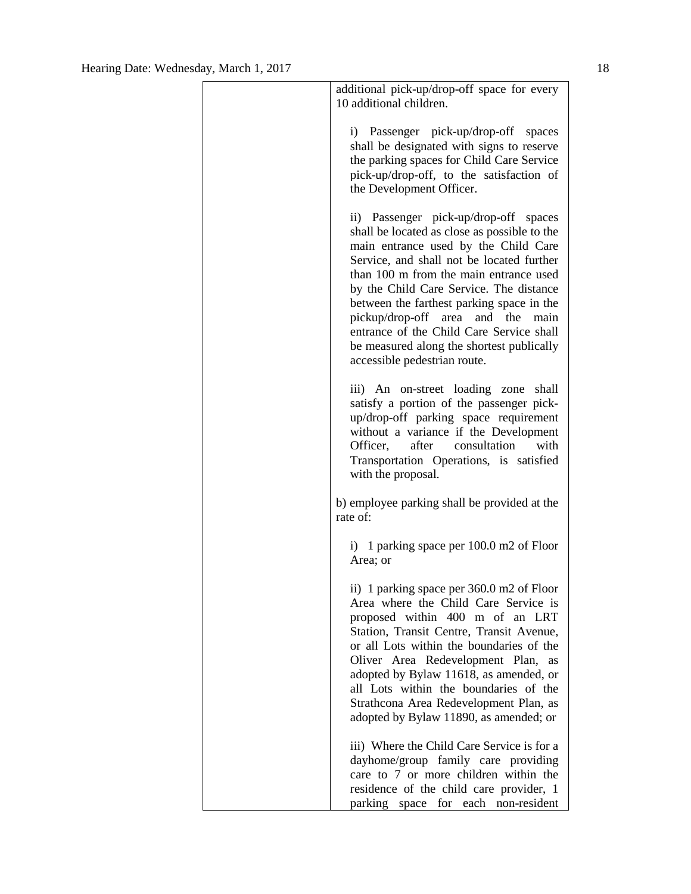|  |  |
|---|---|
|  | additional pick-up/drop-off space for every 10 additional children.<br><br>i) Passenger pick-up/drop-off spaces shall be designated with signs to reserve the parking spaces for Child Care Service pick-up/drop-off, to the satisfaction of the Development Officer.<br><br>ii) Passenger pick-up/drop-off spaces shall be located as close as possible to the main entrance used by the Child Care Service, and shall not be located further than 100 m from the main entrance used by the Child Care Service. The distance between the farthest parking space in the pickup/drop-off area and the main entrance of the Child Care Service shall be measured along the shortest publically accessible pedestrian route.<br><br>iii) An on-street loading zone shall satisfy a portion of the passenger pick-up/drop-off parking space requirement without a variance if the Development Officer, after consultation with Transportation Operations, is satisfied with the proposal.<br><br>b) employee parking shall be provided at the rate of:<br><br>i) 1 parking space per 100.0 m2 of Floor Area; or<br><br>ii) 1 parking space per 360.0 m2 of Floor Area where the Child Care Service is proposed within 400 m of an LRT Station, Transit Centre, Transit Avenue, or all Lots within the boundaries of the Oliver Area Redevelopment Plan, as adopted by Bylaw 11618, as amended, or all Lots within the boundaries of the Strathcona Area Redevelopment Plan, as adopted by Bylaw 11890, as amended; or<br><br>iii) Where the Child Care Service is for a dayhome/group family care providing care to 7 or more children within the residence of the child care provider, 1 parking space for each non-resident |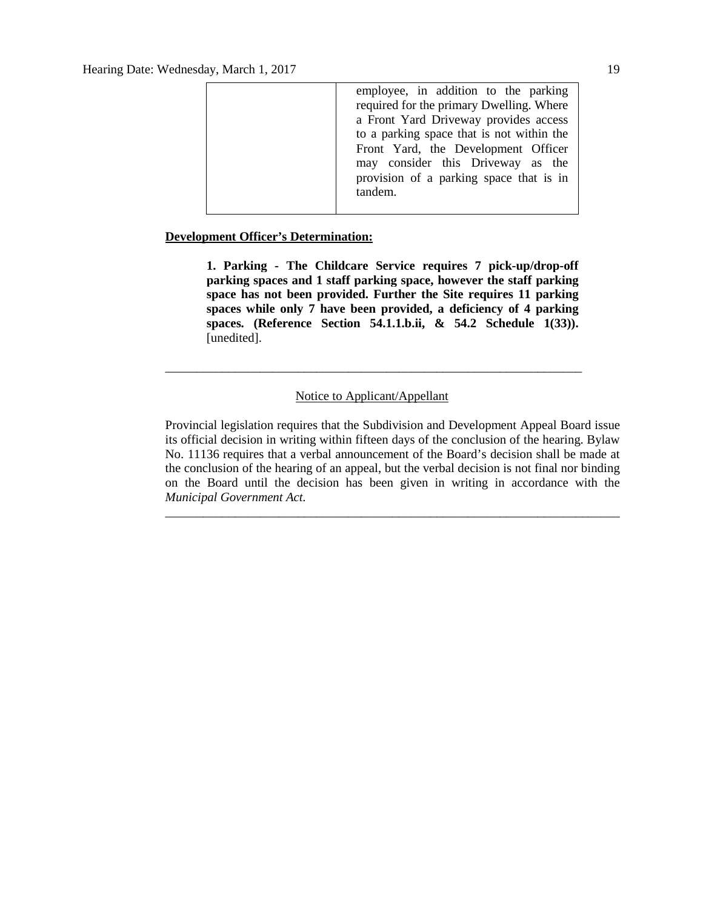| | |
|---|---|
| | employee, in addition to the parking required for the primary Dwelling. Where a Front Yard Driveway provides access to a parking space that is not within the Front Yard, the Development Officer may consider this Driveway as the provision of a parking space that is in tandem. |

**Development Officer's Determination:**

> **1. Parking - The Childcare Service requires 7 pick-up/drop-off parking spaces and 1 staff parking space, however the staff parking space has not been provided. Further the Site requires 11 parking spaces while only 7 have been provided, a deficiency of 4 parking spaces. (Reference Section 54.1.1.b.ii, & 54.2 Schedule 1(33)).** [unedited].

---

Notice to Applicant/Appellant

Provincial legislation requires that the Subdivision and Development Appeal Board issue its official decision in writing within fifteen days of the conclusion of the hearing. Bylaw No. 11136 requires that a verbal announcement of the Board's decision shall be made at the conclusion of the hearing of an appeal, but the verbal decision is not final nor binding on the Board until the decision has been given in writing in accordance with the *Municipal Government Act*.

---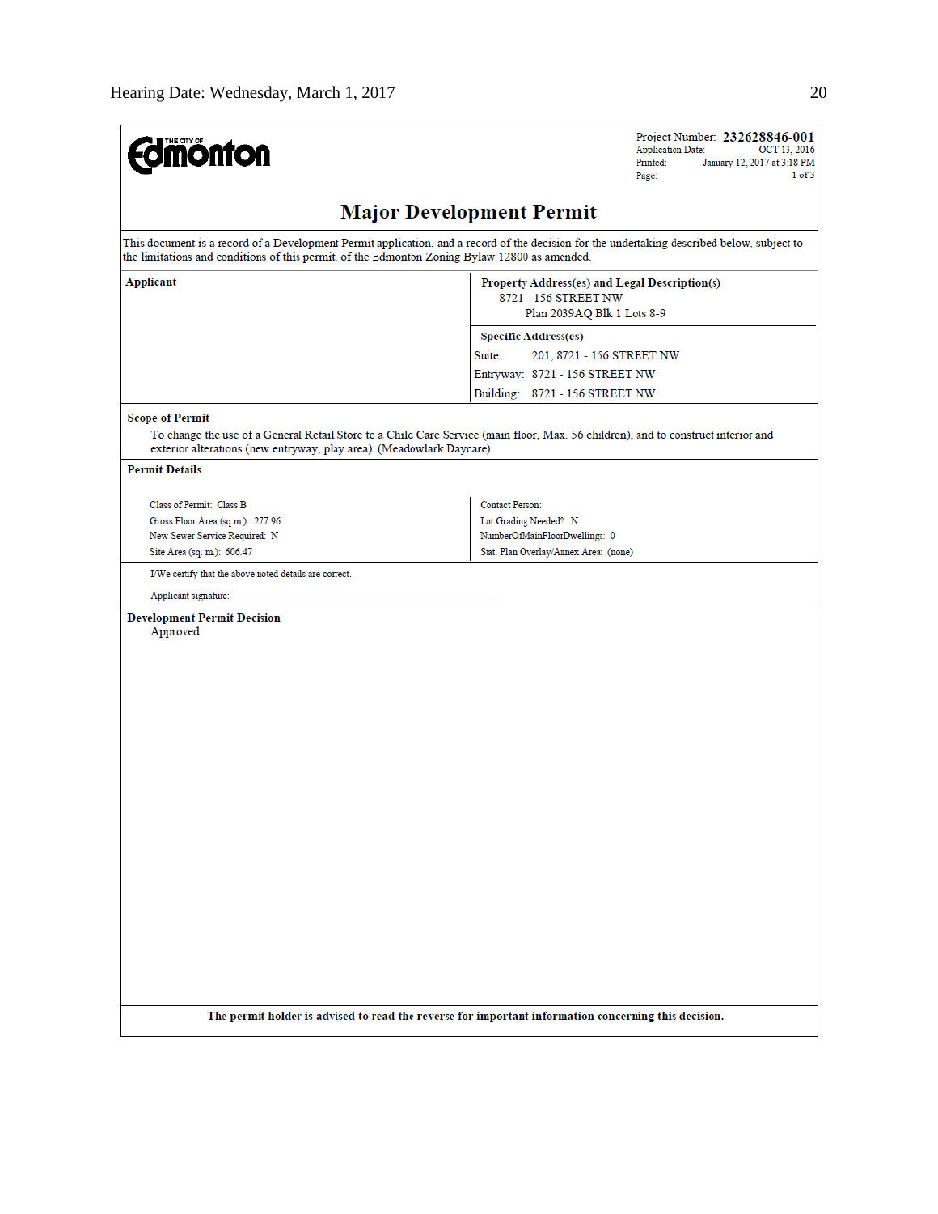THE CITY OF Edmonton

Project Number: **232628846-001**
Application Date: OCT 13, 2016
Printed: January 12, 2017 at 3:18 PM
Page: 1 of 3

# Major Development Permit

This document is a record of a Development Permit application, and a record of the decision for the undertaking described below, subject to the limitations and conditions of this permit, of the Edmonton Zoning Bylaw 12800 as amended.

**Applicant**

**Property Address(es) and Legal Description(s)**
8721 - 156 STREET NW
Plan 2039AQ Blk 1 Lots 8-9

**Specific Address(es)**
Suite: 201, 8721 - 156 STREET NW
Entryway: 8721 - 156 STREET NW
Building: 8721 - 156 STREET NW

**Scope of Permit**

To change the use of a General Retail Store to a Child Care Service (main floor, Max. 56 children), and to construct interior and exterior alterations (new entryway, play area). (Meadowlark Daycare)

**Permit Details**

| | |
|---|---|
| Class of Permit: Class B | Contact Person: |
| Gross Floor Area (sq.m.): 277.96 | Lot Grading Needed?: N |
| New Sewer Service Required: N | NumberOfMainFloorDwellings: 0 |
| Site Area (sq. m.): 606.47 | Stat. Plan Overlay/Annex Area: (none) |

I/We certify that the above noted details are correct.

Applicant signature:\_\_\_\_\_\_\_\_\_\_\_\_\_\_\_\_\_\_\_\_\_\_\_\_\_\_\_\_\_\_\_\_\_\_\_\_\_\_\_\_

**Development Permit Decision**
Approved

**The permit holder is advised to read the reverse for important information concerning this decision.**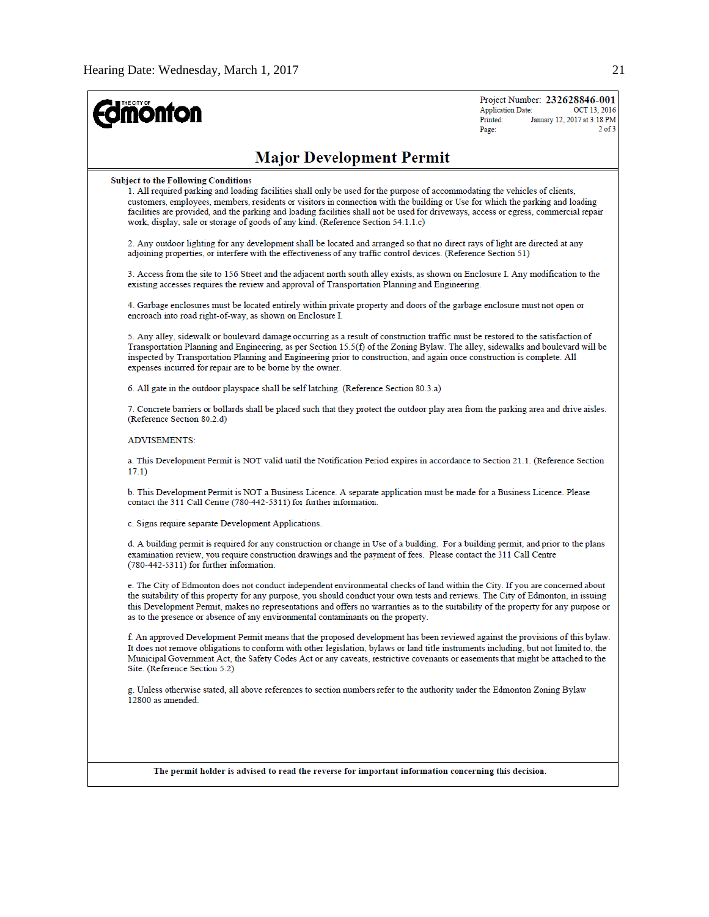Project Number: **232628846-001**
Application Date: OCT 13, 2016
Printed: January 12, 2017 at 3:18 PM
Page: 2 of 3

# Major Development Permit

**Subject to the Following Conditions**

1. All required parking and loading facilities shall only be used for the purpose of accommodating the vehicles of clients, customers, employees, members, residents or visitors in connection with the building or Use for which the parking and loading facilities are provided, and the parking and loading facilities shall not be used for driveways, access or egress, commercial repair work, display, sale or storage of goods of any kind. (Reference Section 54.1.1.c)

2. Any outdoor lighting for any development shall be located and arranged so that no direct rays of light are directed at any adjoining properties, or interfere with the effectiveness of any traffic control devices. (Reference Section 51)

3. Access from the site to 156 Street and the adjacent north south alley exists, as shown on Enclosure I. Any modification to the existing accesses requires the review and approval of Transportation Planning and Engineering.

4. Garbage enclosures must be located entirely within private property and doors of the garbage enclosure must not open or encroach into road right-of-way, as shown on Enclosure I.

5. Any alley, sidewalk or boulevard damage occurring as a result of construction traffic must be restored to the satisfaction of Transportation Planning and Engineering, as per Section 15.5(f) of the Zoning Bylaw. The alley, sidewalks and boulevard will be inspected by Transportation Planning and Engineering prior to construction, and again once construction is complete. All expenses incurred for repair are to be borne by the owner.

6. All gate in the outdoor playspace shall be self latching. (Reference Section 80.3.a)

7. Concrete barriers or bollards shall be placed such that they protect the outdoor play area from the parking area and drive aisles. (Reference Section 80.2.d)

ADVISEMENTS:

a. This Development Permit is NOT valid until the Notification Period expires in accordance to Section 21.1. (Reference Section 17.1)

b. This Development Permit is NOT a Business Licence. A separate application must be made for a Business Licence. Please contact the 311 Call Centre (780-442-5311) for further information.

c. Signs require separate Development Applications.

d. A building permit is required for any construction or change in Use of a building. For a building permit, and prior to the plans examination review, you require construction drawings and the payment of fees. Please contact the 311 Call Centre (780-442-5311) for further information.

e. The City of Edmonton does not conduct independent environmental checks of land within the City. If you are concerned about the suitability of this property for any purpose, you should conduct your own tests and reviews. The City of Edmonton, in issuing this Development Permit, makes no representations and offers no warranties as to the suitability of the property for any purpose or as to the presence or absence of any environmental contaminants on the property.

f. An approved Development Permit means that the proposed development has been reviewed against the provisions of this bylaw. It does not remove obligations to conform with other legislation, bylaws or land title instruments including, but not limited to, the Municipal Government Act, the Safety Codes Act or any caveats, restrictive covenants or easements that might be attached to the Site. (Reference Section 5.2)

g. Unless otherwise stated, all above references to section numbers refer to the authority under the Edmonton Zoning Bylaw 12800 as amended.

**The permit holder is advised to read the reverse for important information concerning this decision.**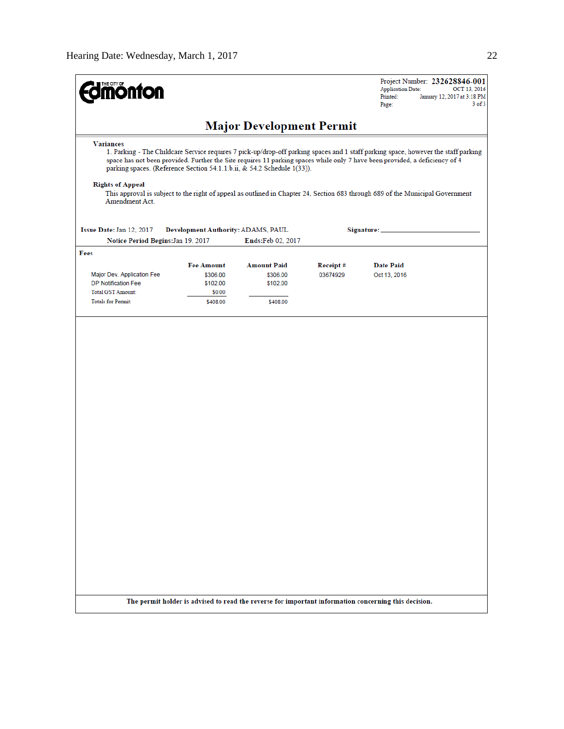THE CITY OF Edmonton

Project Number: **232628846-001**
Application Date: OCT 13, 2016
Printed: January 12, 2017 at 3:18 PM
Page: 3 of 3

# Major Development Permit

**Variances**

1. Parking - The Childcare Service requires 7 pick-up/drop-off parking spaces and 1 staff parking space, however the staff parking space has not been provided. Further the Site requires 11 parking spaces while only 7 have been provided, a deficiency of 4 parking spaces. (Reference Section 54.1.1.b.ii, & 54.2 Schedule 1(33)).

**Rights of Appeal**

This approval is subject to the right of appeal as outlined in Chapter 24, Section 683 through 689 of the Municipal Government Amendment Act.

**Issue Date:** Jan 12, 2017 **Development Authority:** ADAMS, PAUL **Signature:** ___________________________

**Notice Period Begins:** Jan 19, 2017 **Ends:** Feb 02, 2017

**Fees**

| | Fee Amount | Amount Paid | Receipt # | Date Paid |
|---|---|---|---|---|
| Major Dev. Application Fee | $306.00 | $306.00 | 03674929 | Oct 13, 2016 |
| DP Notification Fee | $102.00 | $102.00 | | |
| Total GST Amount: | $0.00 | | | |
| Totals for Permit: | $408.00 | $408.00 | | |

**The permit holder is advised to read the reverse for important information concerning this decision.**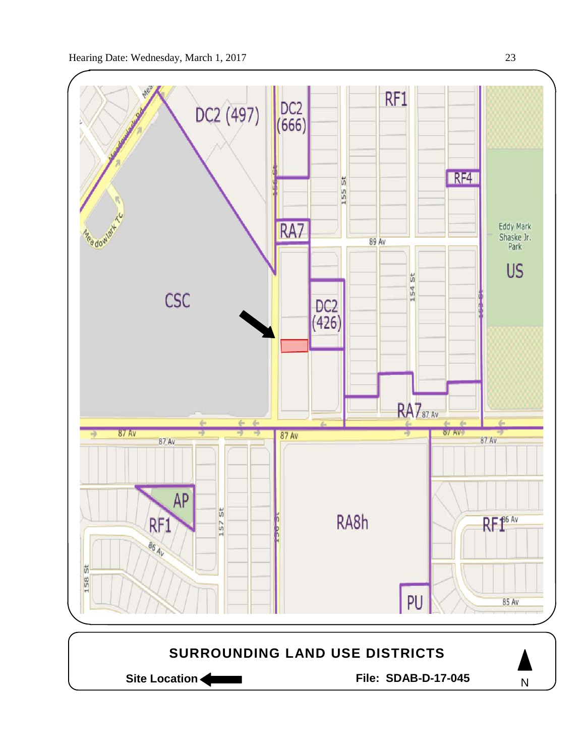Hearing Date: Wednesday, March 1, 2017

DC2 (497)

DC2 (666)

RF1

RF4

RA7

Eddy Mark Shaske Jr. Park

US

CSC

DC2 (426)

RA7

87 Av

AP

RF1

RA8h

RF1

PU

Meadowlark Rd

Meadowlark Tc

156 St

155 St

154 St

153 St

89 Av

87 Av

86 Av

85 Av

157 St

158 St

**SURROUNDING LAND USE DISTRICTS**

**Site Location** ←

**File: SDAB-D-17-045**

N